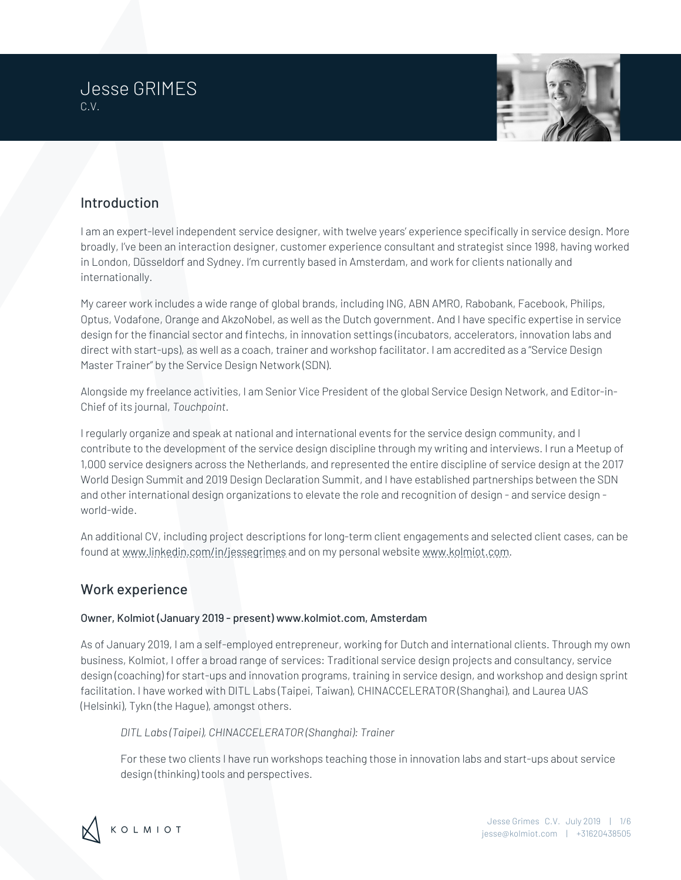# Jesse GRIMES

C.V.

## Introduction

I am an expert-level independent service designer, with twelve years' experience specifically in service design. More broadly, I've been an interaction designer, customer experience consultant and strategist since 1998, having worked in London, Düsseldorf and Sydney. I'm currently based in Amsterdam, and work for clients nationally and internationally.

My career work includes a wide range of global brands, including ING, ABN AMRO, Rabobank, Facebook, Philips, Optus, Vodafone, Orange and AkzoNobel, as well as the Dutch government. And I have specific expertise in service design for the financial sector and fintechs, in innovation settings (incubators, accelerators, innovation labs and direct with start-ups), as well as a coach, trainer and workshop facilitator. I am accredited as a "Service Design Master Trainer" by the Service Design Network (SDN).

Alongside my freelance activities, I am Senior Vice President of the global Service Design Network, and Editor-in-Chief of its journal, *Touchpoint*.

I regularly organize and speak at national and international events for the service design community, and I contribute to the development of the service design discipline through my writing and interviews. I run a Meetup of 1,000 service designers across the Netherlands, and represented the entire discipline of service design at the 2017 World Design Summit and 2019 Design Declaration Summit, and I have established partnerships between the SDN and other international design organizations to elevate the role and recognition of design - and service design - world-wide.

An additional CV, including project descriptions for long-term client engagements and selected client cases, can be found at www.linkedin.com/in/jessegrimes and on my personal website www.kolmiot.com.

## Work experience

### Owner, Kolmiot (January 2019 - present) www.kolmiot.com, Amsterdam

As of January 2019, I am a self-employed entrepreneur, working for Dutch and international clients. Through my own business, Kolmiot, I offer a broad range of services: Traditional service design projects and consultancy, service design (coaching) for start-ups and innovation programs, training in service design, and workshop and design sprint facilitation. I have worked with DITL Labs (Taipei, Taiwan), CHINACCELERATOR (Shanghai), and Laurea UAS (Helsinki), Tykn (the Hague), amongst others.

> *DITL Labs (Taipei), CHINACCELERATOR (Shanghai): Trainer*
>
> For these two clients I have run workshops teaching those in innovation labs and start-ups about service design (thinking) tools and perspectives.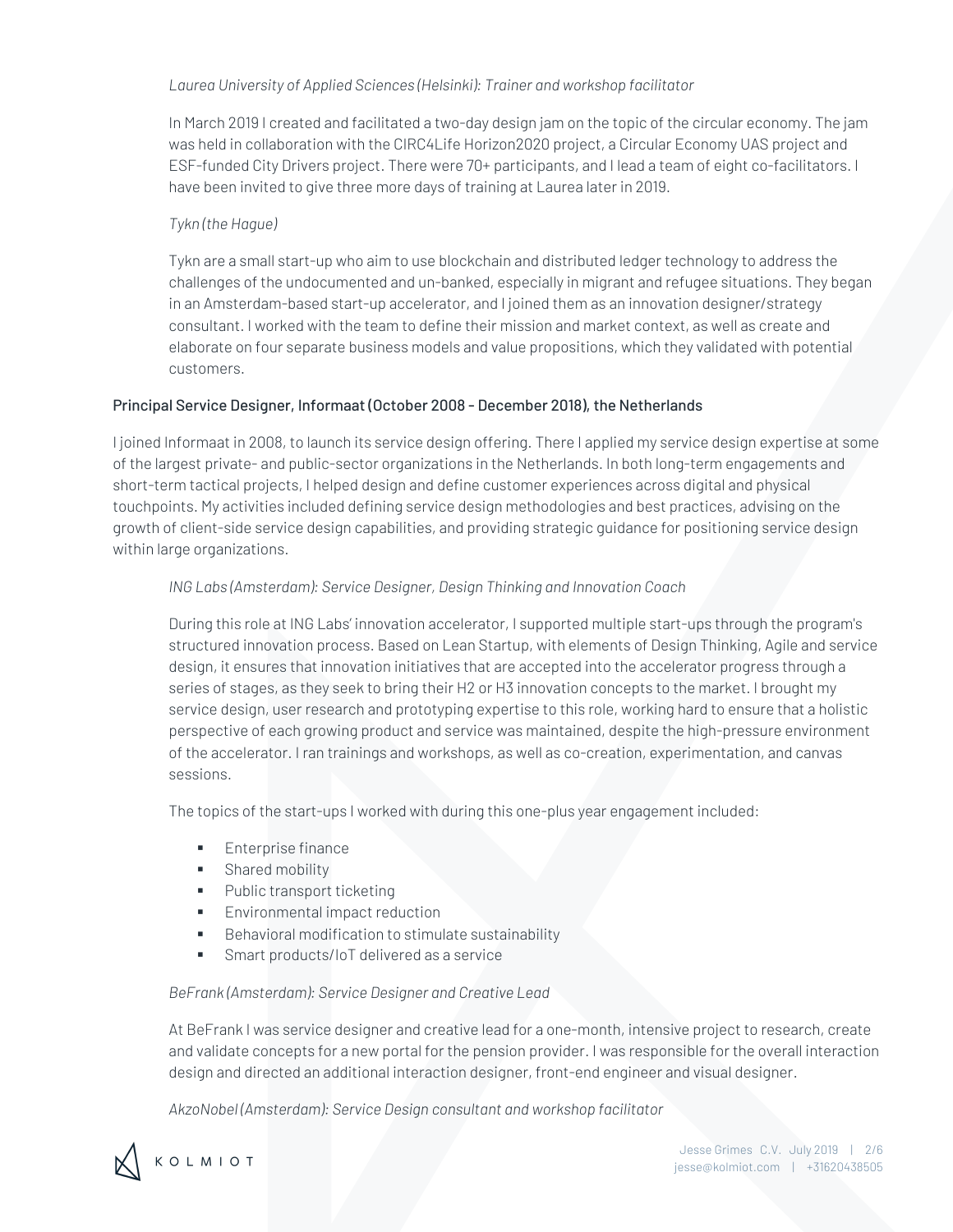*Laurea University of Applied Sciences (Helsinki): Trainer and workshop facilitator*

In March 2019 I created and facilitated a two-day design jam on the topic of the circular economy. The jam was held in collaboration with the CIRC4Life Horizon2020 project, a Circular Economy UAS project and ESF-funded City Drivers project. There were 70+ participants, and I lead a team of eight co-facilitators. I have been invited to give three more days of training at Laurea later in 2019.

*Tykn (the Hague)*

Tykn are a small start-up who aim to use blockchain and distributed ledger technology to address the challenges of the undocumented and un-banked, especially in migrant and refugee situations. They began in an Amsterdam-based start-up accelerator, and I joined them as an innovation designer/strategy consultant. I worked with the team to define their mission and market context, as well as create and elaborate on four separate business models and value propositions, which they validated with potential customers.

**Principal Service Designer, Informaat (October 2008 - December 2018), the Netherlands**

I joined Informaat in 2008, to launch its service design offering. There I applied my service design expertise at some of the largest private- and public-sector organizations in the Netherlands. In both long-term engagements and short-term tactical projects, I helped design and define customer experiences across digital and physical touchpoints. My activities included defining service design methodologies and best practices, advising on the growth of client-side service design capabilities, and providing strategic guidance for positioning service design within large organizations.

*ING Labs (Amsterdam): Service Designer, Design Thinking and Innovation Coach*

During this role at ING Labs' innovation accelerator, I supported multiple start-ups through the program's structured innovation process. Based on Lean Startup, with elements of Design Thinking, Agile and service design, it ensures that innovation initiatives that are accepted into the accelerator progress through a series of stages, as they seek to bring their H2 or H3 innovation concepts to the market. I brought my service design, user research and prototyping expertise to this role, working hard to ensure that a holistic perspective of each growing product and service was maintained, despite the high-pressure environment of the accelerator. I ran trainings and workshops, as well as co-creation, experimentation, and canvas sessions.

The topics of the start-ups I worked with during this one-plus year engagement included:

- Enterprise finance
- Shared mobility
- Public transport ticketing
- Environmental impact reduction
- Behavioral modification to stimulate sustainability
- Smart products/IoT delivered as a service

*BeFrank (Amsterdam): Service Designer and Creative Lead*

At BeFrank I was service designer and creative lead for a one-month, intensive project to research, create and validate concepts for a new portal for the pension provider. I was responsible for the overall interaction design and directed an additional interaction designer, front-end engineer and visual designer.

*AkzoNobel (Amsterdam): Service Design consultant and workshop facilitator*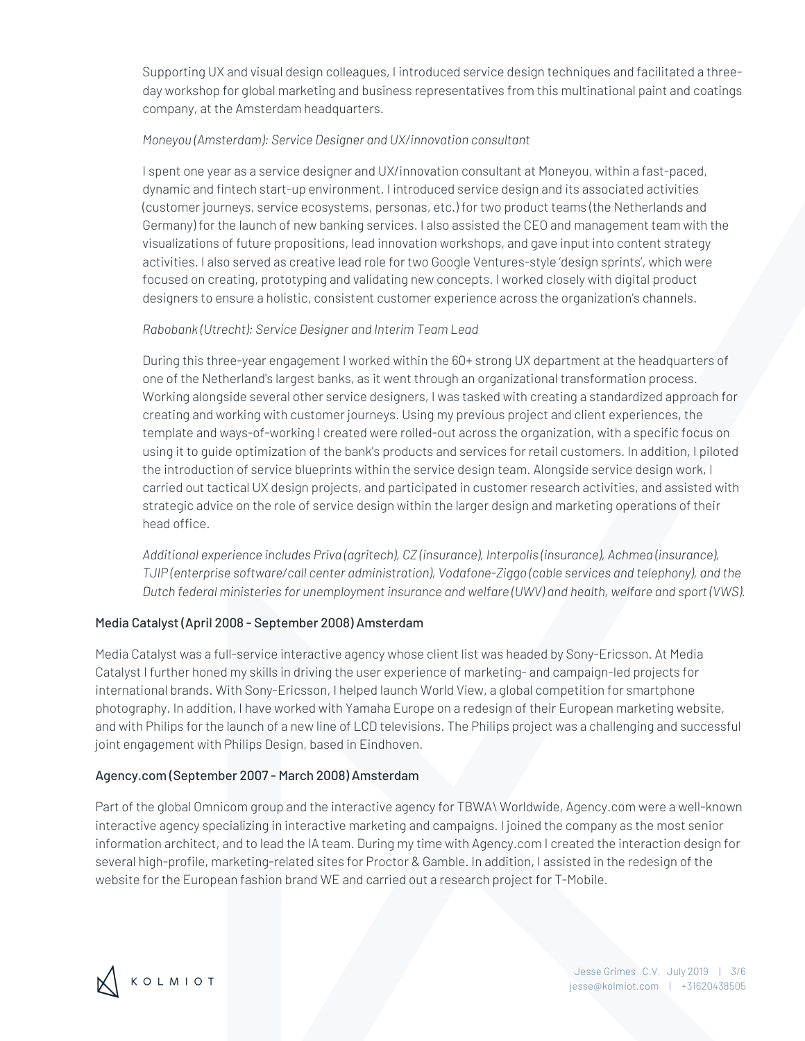Supporting UX and visual design colleagues, I introduced service design techniques and facilitated a three-day workshop for global marketing and business representatives from this multinational paint and coatings company, at the Amsterdam headquarters.

*Moneyou (Amsterdam): Service Designer and UX/innovation consultant*

I spent one year as a service designer and UX/innovation consultant at Moneyou, within a fast-paced, dynamic and fintech start-up environment. I introduced service design and its associated activities (customer journeys, service ecosystems, personas, etc.) for two product teams (the Netherlands and Germany) for the launch of new banking services. I also assisted the CEO and management team with the visualizations of future propositions, lead innovation workshops, and gave input into content strategy activities. I also served as creative lead role for two Google Ventures-style 'design sprints', which were focused on creating, prototyping and validating new concepts. I worked closely with digital product designers to ensure a holistic, consistent customer experience across the organization's channels.

*Rabobank (Utrecht): Service Designer and Interim Team Lead*

During this three-year engagement I worked within the 60+ strong UX department at the headquarters of one of the Netherland's largest banks, as it went through an organizational transformation process. Working alongside several other service designers, I was tasked with creating a standardized approach for creating and working with customer journeys. Using my previous project and client experiences, the template and ways-of-working I created were rolled-out across the organization, with a specific focus on using it to guide optimization of the bank's products and services for retail customers. In addition, I piloted the introduction of service blueprints within the service design team. Alongside service design work, I carried out tactical UX design projects, and participated in customer research activities, and assisted with strategic advice on the role of service design within the larger design and marketing operations of their head office.

*Additional experience includes Priva (agritech), CZ (insurance), Interpolis (insurance), Achmea (insurance), TJIP (enterprise software/call center administration), Vodafone-Ziggo (cable services and telephony), and the Dutch federal ministeries for unemployment insurance and welfare (UWV) and health, welfare and sport (VWS).*

**Media Catalyst (April 2008 - September 2008) Amsterdam**

Media Catalyst was a full-service interactive agency whose client list was headed by Sony-Ericsson. At Media Catalyst I further honed my skills in driving the user experience of marketing- and campaign-led projects for international brands. With Sony-Ericsson, I helped launch World View, a global competition for smartphone photography. In addition, I have worked with Yamaha Europe on a redesign of their European marketing website, and with Philips for the launch of a new line of LCD televisions. The Philips project was a challenging and successful joint engagement with Philips Design, based in Eindhoven.

**Agency.com (September 2007 - March 2008) Amsterdam**

Part of the global Omnicom group and the interactive agency for TBWA\ Worldwide, Agency.com were a well-known interactive agency specializing in interactive marketing and campaigns. I joined the company as the most senior information architect, and to lead the IA team. During my time with Agency.com I created the interaction design for several high-profile, marketing-related sites for Proctor & Gamble. In addition, I assisted in the redesign of the website for the European fashion brand WE and carried out a research project for T-Mobile.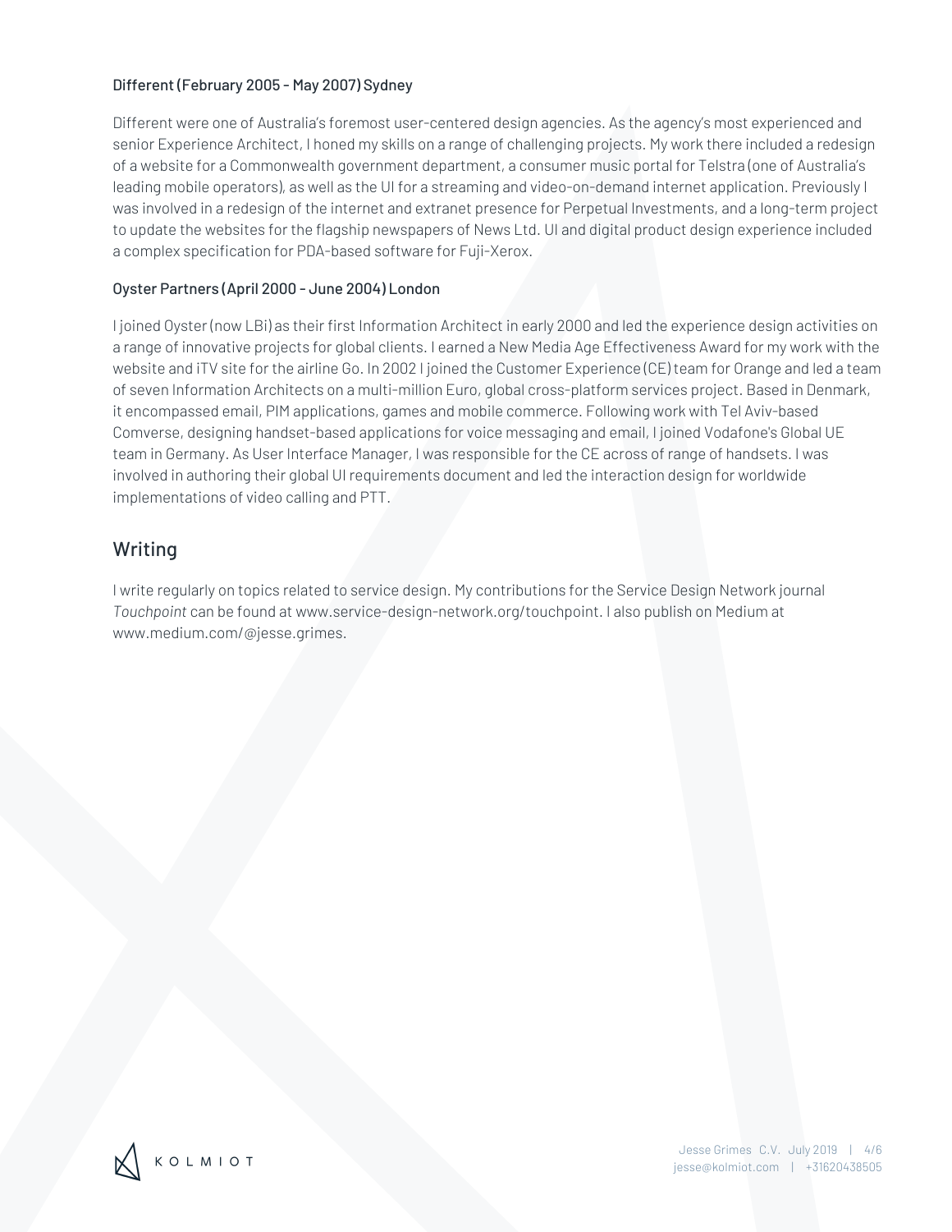### Different (February 2005 – May 2007) Sydney

Different were one of Australia's foremost user-centered design agencies. As the agency's most experienced and senior Experience Architect, I honed my skills on a range of challenging projects. My work there included a redesign of a website for a Commonwealth government department, a consumer music portal for Telstra (one of Australia's leading mobile operators), as well as the UI for a streaming and video-on-demand internet application. Previously I was involved in a redesign of the internet and extranet presence for Perpetual Investments, and a long-term project to update the websites for the flagship newspapers of News Ltd. UI and digital product design experience included a complex specification for PDA-based software for Fuji-Xerox.

### Oyster Partners (April 2000 – June 2004) London

I joined Oyster (now LBi) as their first Information Architect in early 2000 and led the experience design activities on a range of innovative projects for global clients. I earned a New Media Age Effectiveness Award for my work with the website and iTV site for the airline Go. In 2002 I joined the Customer Experience (CE) team for Orange and led a team of seven Information Architects on a multi-million Euro, global cross-platform services project. Based in Denmark, it encompassed email, PIM applications, games and mobile commerce. Following work with Tel Aviv-based Comverse, designing handset-based applications for voice messaging and email, I joined Vodafone's Global UE team in Germany. As User Interface Manager, I was responsible for the CE across of range of handsets. I was involved in authoring their global UI requirements document and led the interaction design for worldwide implementations of video calling and PTT.

## Writing

I write regularly on topics related to service design. My contributions for the Service Design Network journal *Touchpoint* can be found at www.service-design-network.org/touchpoint. I also publish on Medium at www.medium.com/@jesse.grimes.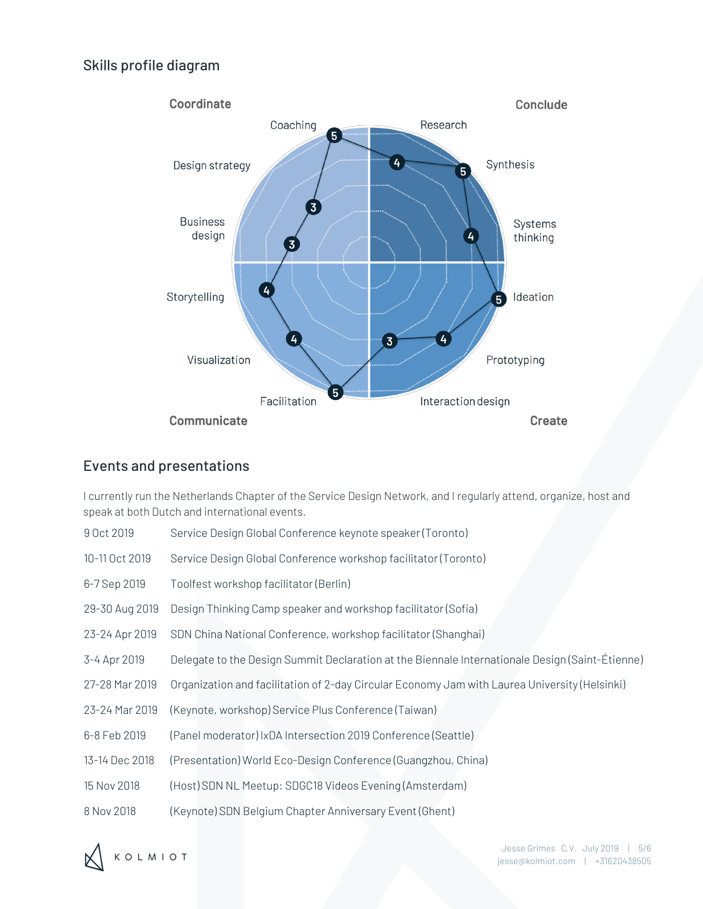## Skills profile diagram

| Quadrant | Skill | Score |
|---|---|---|
| Coordinate | Coaching | 5 |
| Coordinate | Design strategy | 3 |
| Coordinate | Business design | 3 |
| Conclude | Research | 4 |
| Conclude | Synthesis | 5 |
| Conclude | Systems thinking | 4 |
| Create | Ideation | 5 |
| Create | Prototyping | 4 |
| Create | Interaction design | 3 |
| Communicate | Facilitation | 5 |
| Communicate | Visualization | 4 |
| Communicate | Storytelling | 4 |

## Events and presentations

I currently run the Netherlands Chapter of the Service Design Network, and I regularly attend, organize, host and speak at both Dutch and international events.

| | |
|---|---|
| 9 Oct 2019 | Service Design Global Conference keynote speaker (Toronto) |
| 10-11 Oct 2019 | Service Design Global Conference workshop facilitator (Toronto) |
| 6-7 Sep 2019 | Toolfest workshop facilitator (Berlin) |
| 29-30 Aug 2019 | Design Thinking Camp speaker and workshop facilitator (Sofia) |
| 23-24 Apr 2019 | SDN China National Conference, workshop facilitator (Shanghai) |
| 3-4 Apr 2019 | Delegate to the Design Summit Declaration at the Biennale Internationale Design (Saint-Étienne) |
| 27-28 Mar 2019 | Organization and facilitation of 2-day Circular Economy Jam with Laurea University (Helsinki) |
| 23-24 Mar 2019 | (Keynote, workshop) Service Plus Conference (Taiwan) |
| 6-8 Feb 2019 | (Panel moderator) IxDA Intersection 2019 Conference (Seattle) |
| 13-14 Dec 2018 | (Presentation) World Eco-Design Conference (Guangzhou, China) |
| 15 Nov 2018 | (Host) SDN NL Meetup: SDGC18 Videos Evening (Amsterdam) |
| 8 Nov 2018 | (Keynote) SDN Belgium Chapter Anniversary Event (Ghent) |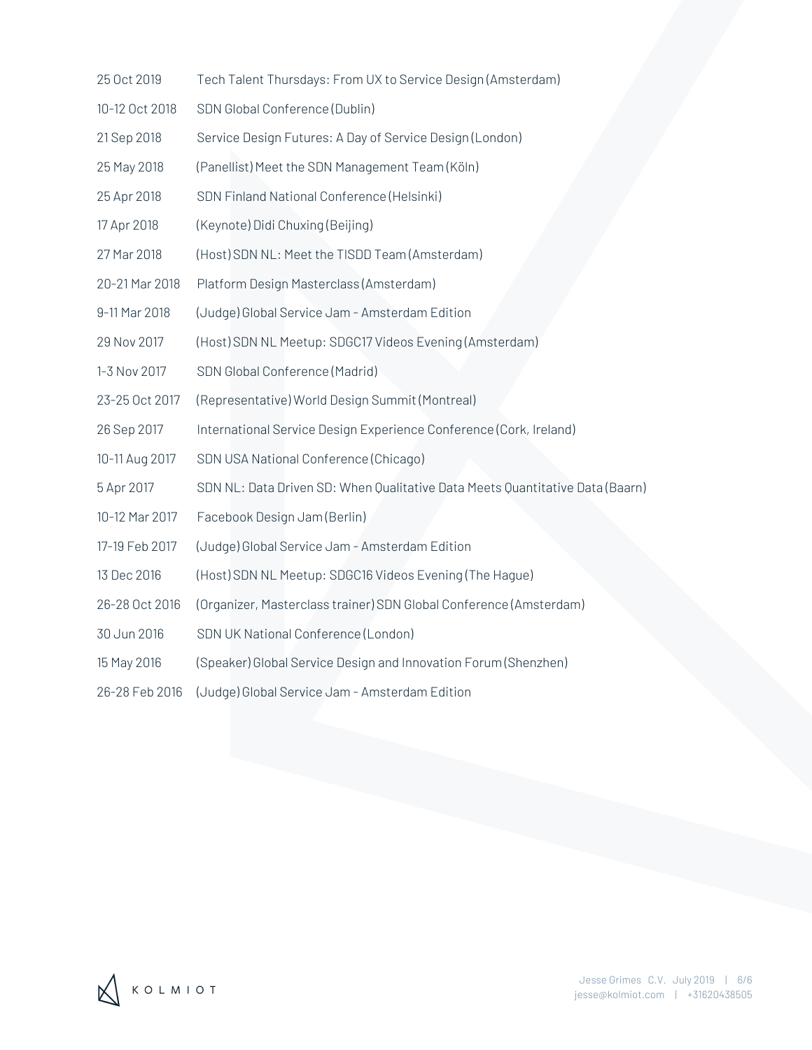| | |
|---|---|
| 25 Oct 2019 | Tech Talent Thursdays: From UX to Service Design (Amsterdam) |
| 10-12 Oct 2018 | SDN Global Conference (Dublin) |
| 21 Sep 2018 | Service Design Futures: A Day of Service Design (London) |
| 25 May 2018 | (Panellist) Meet the SDN Management Team (Köln) |
| 25 Apr 2018 | SDN Finland National Conference (Helsinki) |
| 17 Apr 2018 | (Keynote) Didi Chuxing (Beijing) |
| 27 Mar 2018 | (Host) SDN NL: Meet the TISDD Team (Amsterdam) |
| 20-21 Mar 2018 | Platform Design Masterclass (Amsterdam) |
| 9-11 Mar 2018 | (Judge) Global Service Jam - Amsterdam Edition |
| 29 Nov 2017 | (Host) SDN NL Meetup: SDGC17 Videos Evening (Amsterdam) |
| 1-3 Nov 2017 | SDN Global Conference (Madrid) |
| 23-25 Oct 2017 | (Representative) World Design Summit (Montreal) |
| 26 Sep 2017 | International Service Design Experience Conference (Cork, Ireland) |
| 10-11 Aug 2017 | SDN USA National Conference (Chicago) |
| 5 Apr 2017 | SDN NL: Data Driven SD: When Qualitative Data Meets Quantitative Data (Baarn) |
| 10-12 Mar 2017 | Facebook Design Jam (Berlin) |
| 17-19 Feb 2017 | (Judge) Global Service Jam - Amsterdam Edition |
| 13 Dec 2016 | (Host) SDN NL Meetup: SDGC16 Videos Evening (The Hague) |
| 26-28 Oct 2016 | (Organizer, Masterclass trainer) SDN Global Conference (Amsterdam) |
| 30 Jun 2016 | SDN UK National Conference (London) |
| 15 May 2016 | (Speaker) Global Service Design and Innovation Forum (Shenzhen) |
| 26-28 Feb 2016 | (Judge) Global Service Jam - Amsterdam Edition |